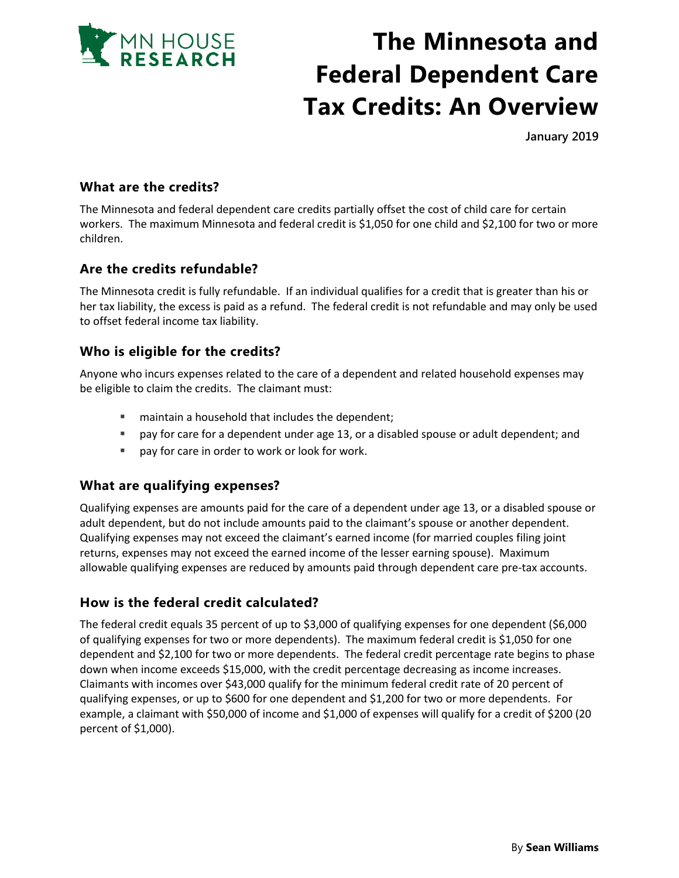# The Minnesota and Federal Dependent Care Tax Credits: An Overview

January 2019

## What are the credits?

The Minnesota and federal dependent care credits partially offset the cost of child care for certain workers. The maximum Minnesota and federal credit is $1,050 for one child and $2,100 for two or more children.

## Are the credits refundable?

The Minnesota credit is fully refundable. If an individual qualifies for a credit that is greater than his or her tax liability, the excess is paid as a refund. The federal credit is not refundable and may only be used to offset federal income tax liability.

## Who is eligible for the credits?

Anyone who incurs expenses related to the care of a dependent and related household expenses may be eligible to claim the credits. The claimant must:

- maintain a household that includes the dependent;
- pay for care for a dependent under age 13, or a disabled spouse or adult dependent; and
- pay for care in order to work or look for work.

## What are qualifying expenses?

Qualifying expenses are amounts paid for the care of a dependent under age 13, or a disabled spouse or adult dependent, but do not include amounts paid to the claimant's spouse or another dependent. Qualifying expenses may not exceed the claimant's earned income (for married couples filing joint returns, expenses may not exceed the earned income of the lesser earning spouse). Maximum allowable qualifying expenses are reduced by amounts paid through dependent care pre-tax accounts.

## How is the federal credit calculated?

The federal credit equals 35 percent of up to $3,000 of qualifying expenses for one dependent ($6,000 of qualifying expenses for two or more dependents). The maximum federal credit is $1,050 for one dependent and $2,100 for two or more dependents. The federal credit percentage rate begins to phase down when income exceeds $15,000, with the credit percentage decreasing as income increases. Claimants with incomes over $43,000 qualify for the minimum federal credit rate of 20 percent of qualifying expenses, or up to $600 for one dependent and $1,200 for two or more dependents. For example, a claimant with $50,000 of income and $1,000 of expenses will qualify for a credit of $200 (20 percent of $1,000).

By **Sean Williams**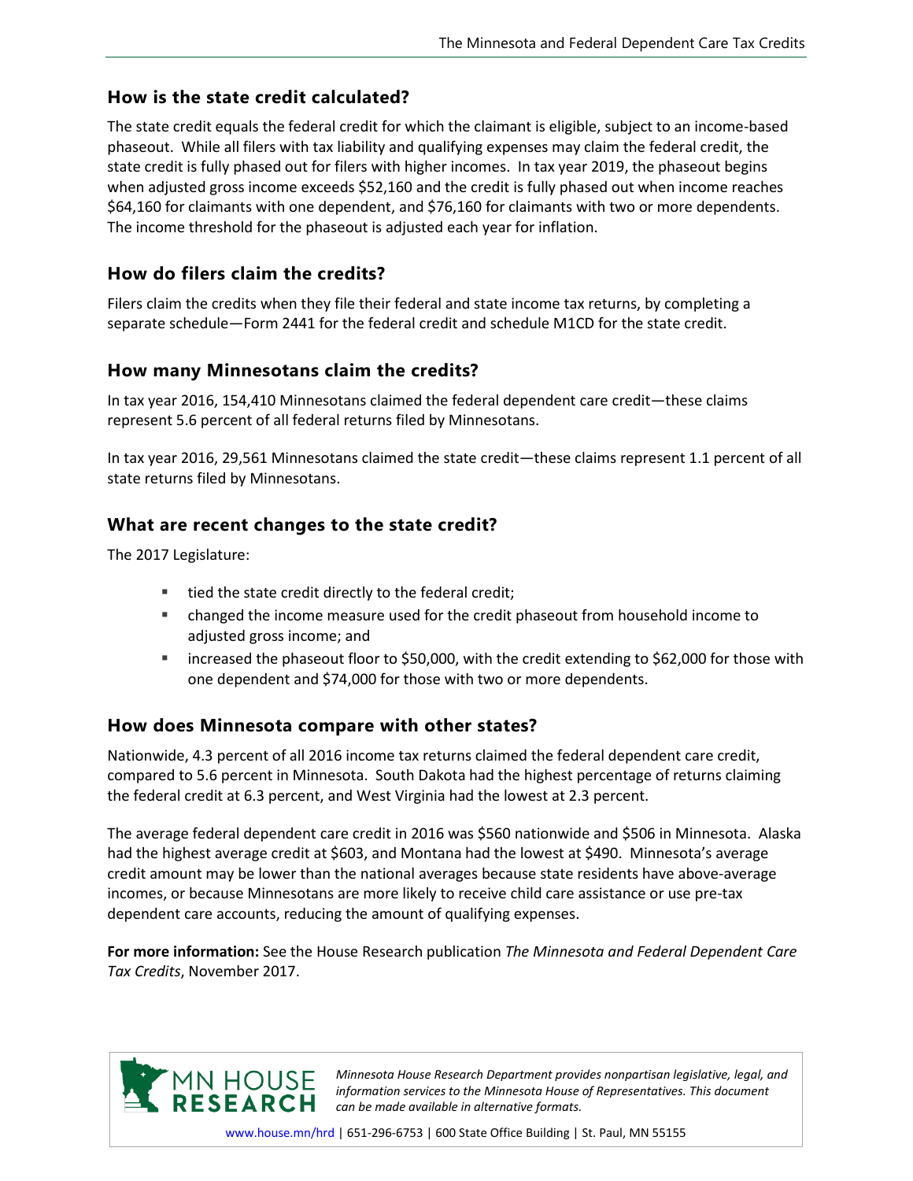## How is the state credit calculated?

The state credit equals the federal credit for which the claimant is eligible, subject to an income-based phaseout. While all filers with tax liability and qualifying expenses may claim the federal credit, the state credit is fully phased out for filers with higher incomes. In tax year 2019, the phaseout begins when adjusted gross income exceeds $52,160 and the credit is fully phased out when income reaches $64,160 for claimants with one dependent, and $76,160 for claimants with two or more dependents. The income threshold for the phaseout is adjusted each year for inflation.

## How do filers claim the credits?

Filers claim the credits when they file their federal and state income tax returns, by completing a separate schedule—Form 2441 for the federal credit and schedule M1CD for the state credit.

## How many Minnesotans claim the credits?

In tax year 2016, 154,410 Minnesotans claimed the federal dependent care credit—these claims represent 5.6 percent of all federal returns filed by Minnesotans.

In tax year 2016, 29,561 Minnesotans claimed the state credit—these claims represent 1.1 percent of all state returns filed by Minnesotans.

## What are recent changes to the state credit?

The 2017 Legislature:

- tied the state credit directly to the federal credit;
- changed the income measure used for the credit phaseout from household income to adjusted gross income; and
- increased the phaseout floor to $50,000, with the credit extending to $62,000 for those with one dependent and $74,000 for those with two or more dependents.

## How does Minnesota compare with other states?

Nationwide, 4.3 percent of all 2016 income tax returns claimed the federal dependent care credit, compared to 5.6 percent in Minnesota. South Dakota had the highest percentage of returns claiming the federal credit at 6.3 percent, and West Virginia had the lowest at 2.3 percent.

The average federal dependent care credit in 2016 was $560 nationwide and $506 in Minnesota. Alaska had the highest average credit at $603, and Montana had the lowest at $490. Minnesota's average credit amount may be lower than the national averages because state residents have above-average incomes, or because Minnesotans are more likely to receive child care assistance or use pre-tax dependent care accounts, reducing the amount of qualifying expenses.

**For more information:** See the House Research publication *The Minnesota and Federal Dependent Care Tax Credits*, November 2017.

MN HOUSE RESEARCH

*Minnesota House Research Department provides nonpartisan legislative, legal, and information services to the Minnesota House of Representatives. This document can be made available in alternative formats.*

www.house.mn/hrd | 651-296-6753 | 600 State Office Building | St. Paul, MN 55155